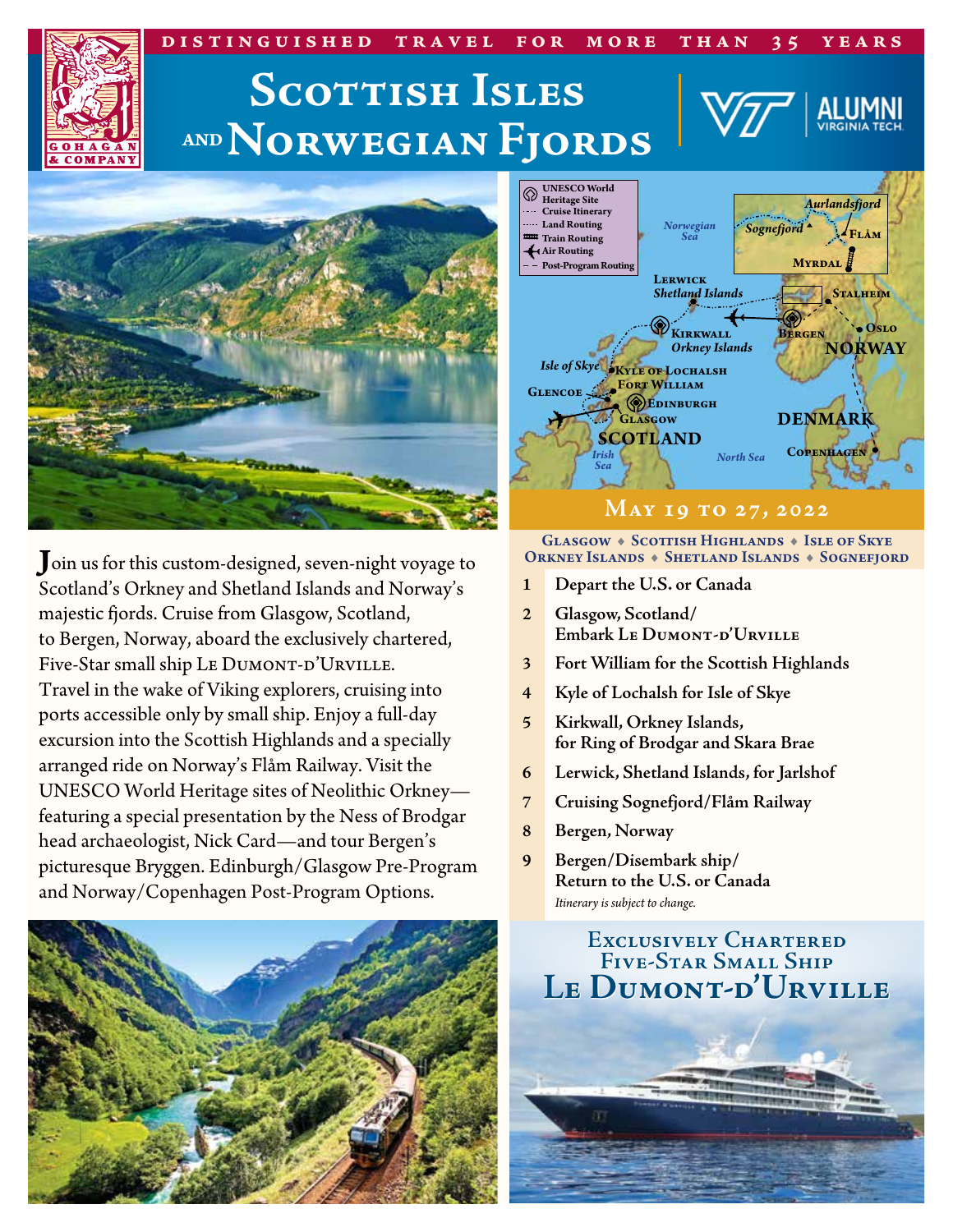DISTINGUISHED TRAVEL FOR MORE THAN 35 YEARS

# Scottish Isles and Norwegian Fjords

VT | ALUMNI VIRGINIA TECH.

Join us for this custom-designed, seven-night voyage to Scotland's Orkney and Shetland Islands and Norway's majestic fjords. Cruise from Glasgow, Scotland, to Bergen, Norway, aboard the exclusively chartered, Five-Star small ship Le Dumont-d'Urville. Travel in the wake of Viking explorers, cruising into ports accessible only by small ship. Enjoy a full-day excursion into the Scottish Highlands and a specially arranged ride on Norway's Flåm Railway. Visit the UNESCO World Heritage sites of Neolithic Orkney—featuring a special presentation by the Ness of Brodgar head archaeologist, Nick Card—and tour Bergen's picturesque Bryggen. Edinburgh/Glasgow Pre-Program and Norway/Copenhagen Post-Program Options.

## May 19 to 27, 2022

**Glasgow ◆ Scottish Highlands ◆ Isle of Skye
Orkney Islands ◆ Shetland Islands ◆ Sognefjord**

| | |
|---|---|
| 1 | Depart the U.S. or Canada |
| 2 | Glasgow, Scotland/ Embark Le Dumont-d'Urville |
| 3 | Fort William for the Scottish Highlands |
| 4 | Kyle of Lochalsh for Isle of Skye |
| 5 | Kirkwall, Orkney Islands, for Ring of Brodgar and Skara Brae |
| 6 | Lerwick, Shetland Islands, for Jarlshof |
| 7 | Cruising Sognefjord/Flåm Railway |
| 8 | Bergen, Norway |
| 9 | Bergen/Disembark ship/ Return to the U.S. or Canada |

*Itinerary is subject to change.*

## Exclusively Chartered Five-Star Small Ship
# Le Dumont-d'Urville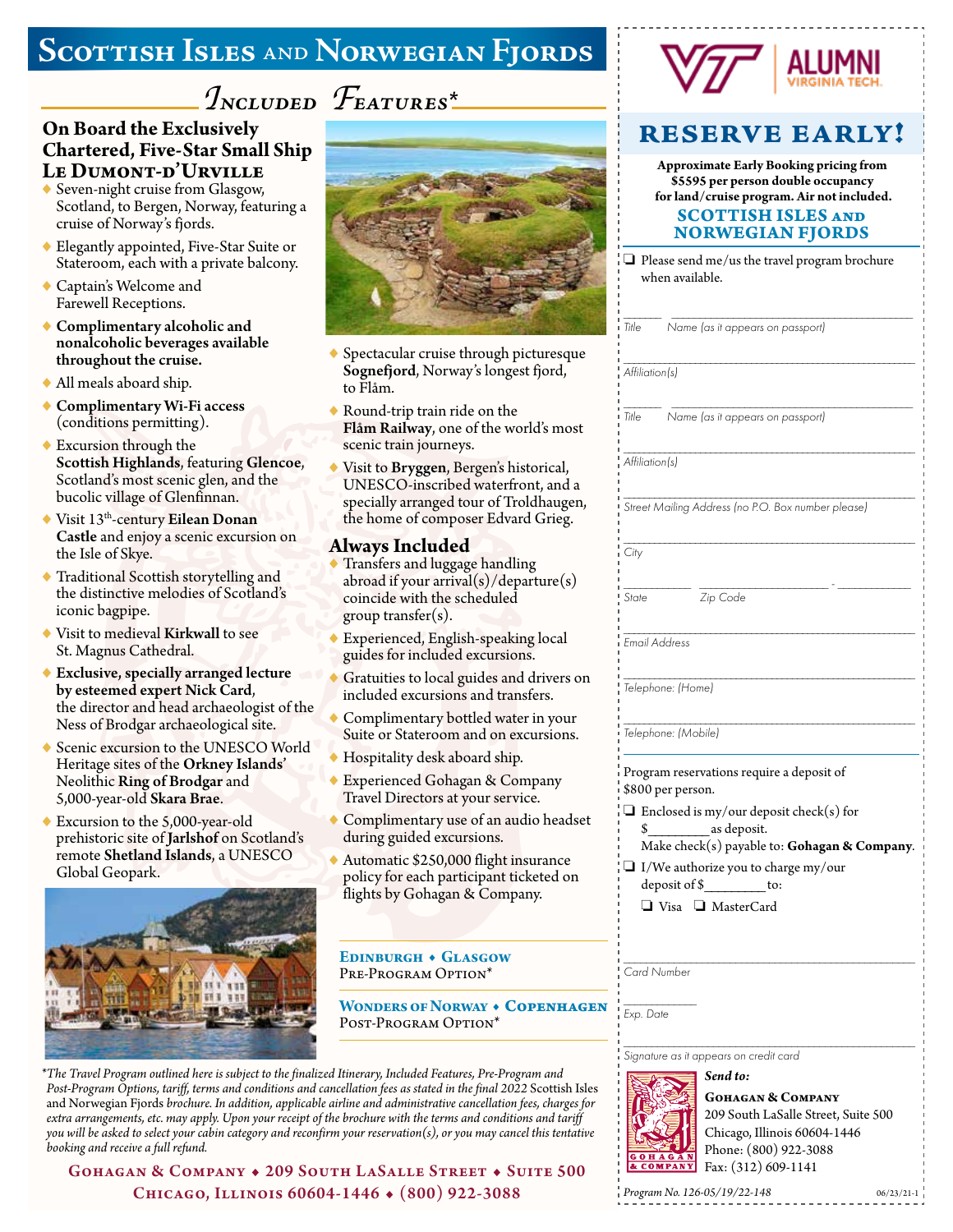# Scottish Isles and Norwegian Fjords

## Included Features*

### On Board the Exclusively Chartered, Five-Star Small Ship Le Dumont-d'Urville

- Seven-night cruise from Glasgow, Scotland, to Bergen, Norway, featuring a cruise of Norway's fjords.
- Elegantly appointed, Five-Star Suite or Stateroom, each with a private balcony.
- Captain's Welcome and Farewell Receptions.
- **Complimentary alcoholic and nonalcoholic beverages available throughout the cruise.**
- All meals aboard ship.
- **Complimentary Wi-Fi access** (conditions permitting).
- Excursion through the **Scottish Highlands**, featuring **Glencoe**, Scotland's most scenic glen, and the bucolic village of Glenfinnan.
- Visit 13th-century **Eilean Donan Castle** and enjoy a scenic excursion on the Isle of Skye.
- Traditional Scottish storytelling and the distinctive melodies of Scotland's iconic bagpipe.
- Visit to medieval **Kirkwall** to see St. Magnus Cathedral.
- **Exclusive, specially arranged lecture by esteemed expert Nick Card**, the director and head archaeologist of the Ness of Brodgar archaeological site.
- Scenic excursion to the UNESCO World Heritage sites of the **Orkney Islands'** Neolithic **Ring of Brodgar** and 5,000-year-old **Skara Brae**.
- Excursion to the 5,000-year-old prehistoric site of **Jarlshof** on Scotland's remote **Shetland Islands**, a UNESCO Global Geopark.
- Spectacular cruise through picturesque **Sognefjord**, Norway's longest fjord, to Flåm.
- Round-trip train ride on the **Flåm Railway**, one of the world's most scenic train journeys.
- Visit to **Bryggen**, Bergen's historical, UNESCO-inscribed waterfront, and a specially arranged tour of Troldhaugen, the home of composer Edvard Grieg.

### Always Included

- Transfers and luggage handling abroad if your arrival(s)/departure(s) coincide with the scheduled group transfer(s).
- Experienced, English-speaking local guides for included excursions.
- Gratuities to local guides and drivers on included excursions and transfers.
- Complimentary bottled water in your Suite or Stateroom and on excursions.
- Hospitality desk aboard ship.
- Experienced Gohagan & Company Travel Directors at your service.
- Complimentary use of an audio headset during guided excursions.
- Automatic $250,000 flight insurance policy for each participant ticketed on flights by Gohagan & Company.

**Edinburgh ♦ Glasgow**
Pre-Program Option*

**Wonders of Norway ♦ Copenhagen**
Post-Program Option*

*The Travel Program outlined here is subject to the finalized Itinerary, Included Features, Pre-Program and Post-Program Options, tariff, terms and conditions and cancellation fees as stated in the final 2022 Scottish Isles and Norwegian Fjords brochure. In addition, applicable airline and administrative cancellation fees, charges for extra arrangements, etc. may apply. Upon your receipt of the brochure with the terms and conditions and tariff you will be asked to select your cabin category and reconfirm your reservation(s), or you may cancel this tentative booking and receive a full refund.*

Gohagan & Company ♦ 209 South LaSalle Street ♦ Suite 500
Chicago, Illinois 60604-1446 ♦ (800) 922-3088

---

VT ALUMNI VIRGINIA TECH.

## RESERVE EARLY!

**Approximate Early Booking pricing from $5595 per person double occupancy for land/cruise program. Air not included.**

**SCOTTISH ISLES AND NORWEGIAN FJORDS**

❑ Please send me/us the travel program brochure when available.

______ ______________________________
*Title* *Name (as it appears on passport)*

______________________________
*Affiliation(s)*

______ ______________________________
*Title* *Name (as it appears on passport)*

______________________________
*Affiliation(s)*

______________________________
*Street Mailing Address (no P.O. Box number please)*

______________________________
*City*

__________ ______________ - __________
*State* *Zip Code*

______________________________
*Email Address*

______________________________
*Telephone: (Home)*

______________________________
*Telephone: (Mobile)*

Program reservations require a deposit of $800 per person.

❑ Enclosed is my/our deposit check(s) for $________ as deposit.
Make check(s) payable to: **Gohagan & Company**.

❑ I/We authorize you to charge my/our deposit of $________ to:

❑ Visa ❑ MasterCard

______________________________
*Card Number*

__________
*Exp. Date*

______________________________
*Signature as it appears on credit card*

***Send to:***

**Gohagan & Company**
209 South LaSalle Street, Suite 500
Chicago, Illinois 60604-1446
Phone: (800) 922-3088
Fax: (312) 609-1141

*Program No. 126-05/19/22-148* 06/23/21-1